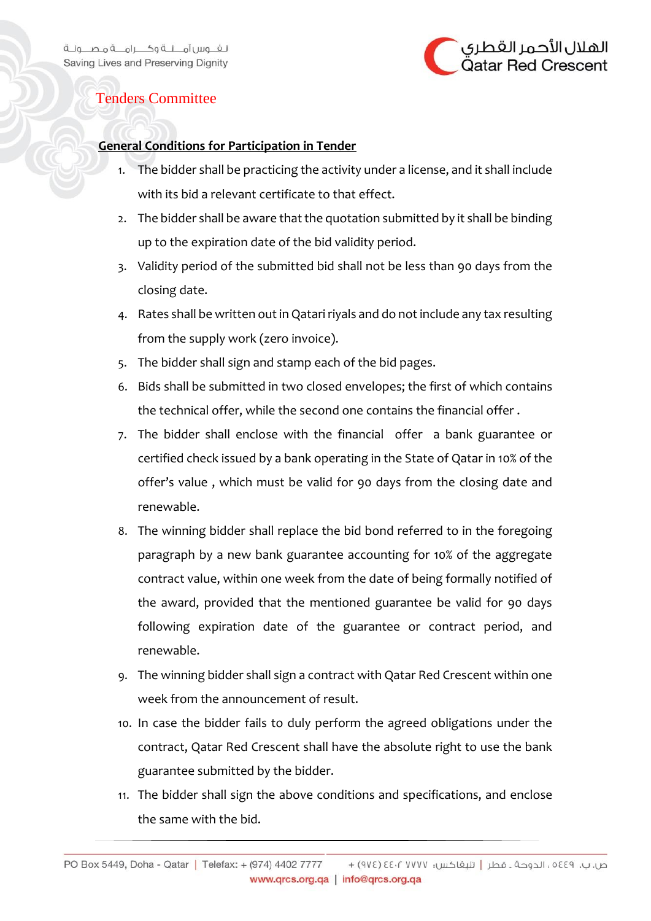# Tenders Committee

**General Conditions for Participation in Tender**

1. The bidder shall be practicing the activity under a license, and it shall include with its bid a relevant certificate to that effect.
2. The bidder shall be aware that the quotation submitted by it shall be binding up to the expiration date of the bid validity period.
3. Validity period of the submitted bid shall not be less than 90 days from the closing date.
4. Rates shall be written out in Qatari riyals and do not include any tax resulting from the supply work (zero invoice).
5. The bidder shall sign and stamp each of the bid pages.
6. Bids shall be submitted in two closed envelopes; the first of which contains the technical offer, while the second one contains the financial offer .
7. The bidder shall enclose with the financial offer a bank guarantee or certified check issued by a bank operating in the State of Qatar in 10% of the offer's value , which must be valid for 90 days from the closing date and renewable.
8. The winning bidder shall replace the bid bond referred to in the foregoing paragraph by a new bank guarantee accounting for 10% of the aggregate contract value, within one week from the date of being formally notified of the award, provided that the mentioned guarantee be valid for 90 days following expiration date of the guarantee or contract period, and renewable.
9. The winning bidder shall sign a contract with Qatar Red Crescent within one week from the announcement of result.
10. In case the bidder fails to duly perform the agreed obligations under the contract, Qatar Red Crescent shall have the absolute right to use the bank guarantee submitted by the bidder.
11. The bidder shall sign the above conditions and specifications, and enclose the same with the bid.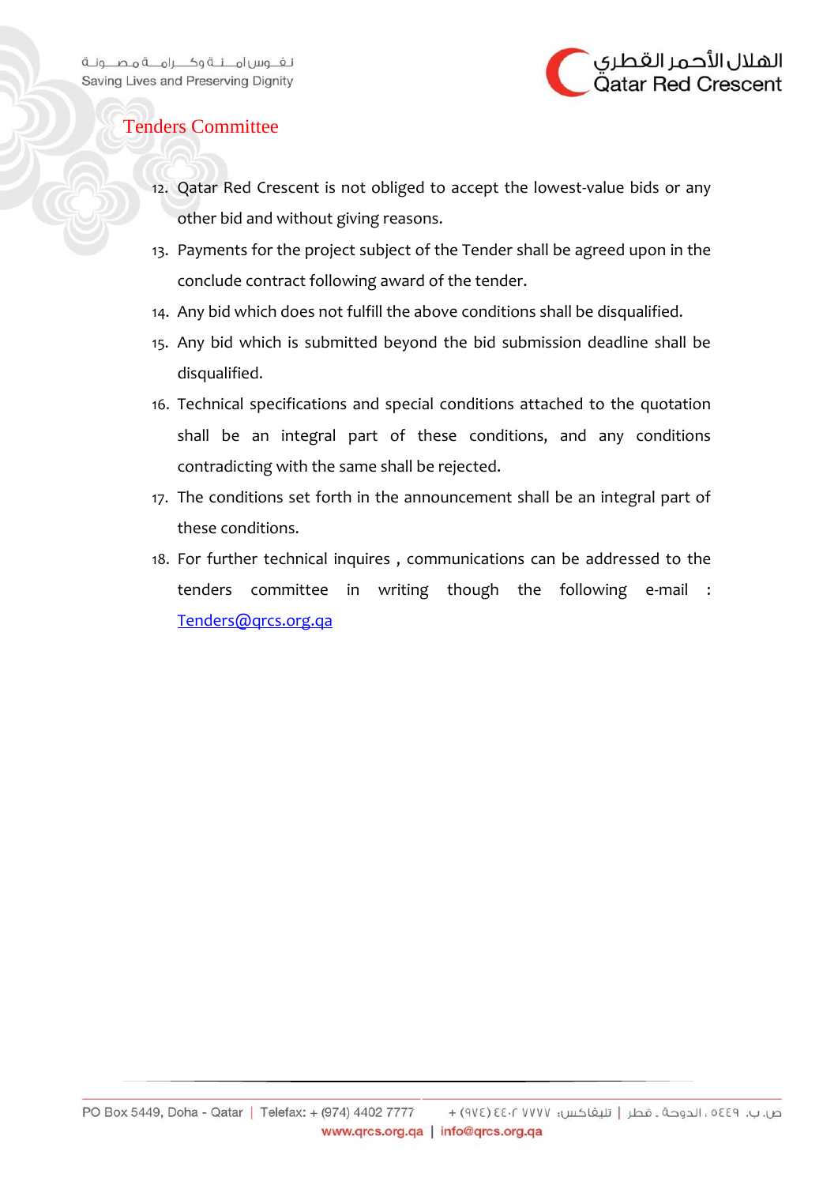## Tenders Committee

12. Qatar Red Crescent is not obliged to accept the lowest-value bids or any other bid and without giving reasons.
13. Payments for the project subject of the Tender shall be agreed upon in the conclude contract following award of the tender.
14. Any bid which does not fulfill the above conditions shall be disqualified.
15. Any bid which is submitted beyond the bid submission deadline shall be disqualified.
16. Technical specifications and special conditions attached to the quotation shall be an integral part of these conditions, and any conditions contradicting with the same shall be rejected.
17. The conditions set forth in the announcement shall be an integral part of these conditions.
18. For further technical inquires , communications can be addressed to the tenders committee in writing though the following e-mail : Tenders@qrcs.org.qa